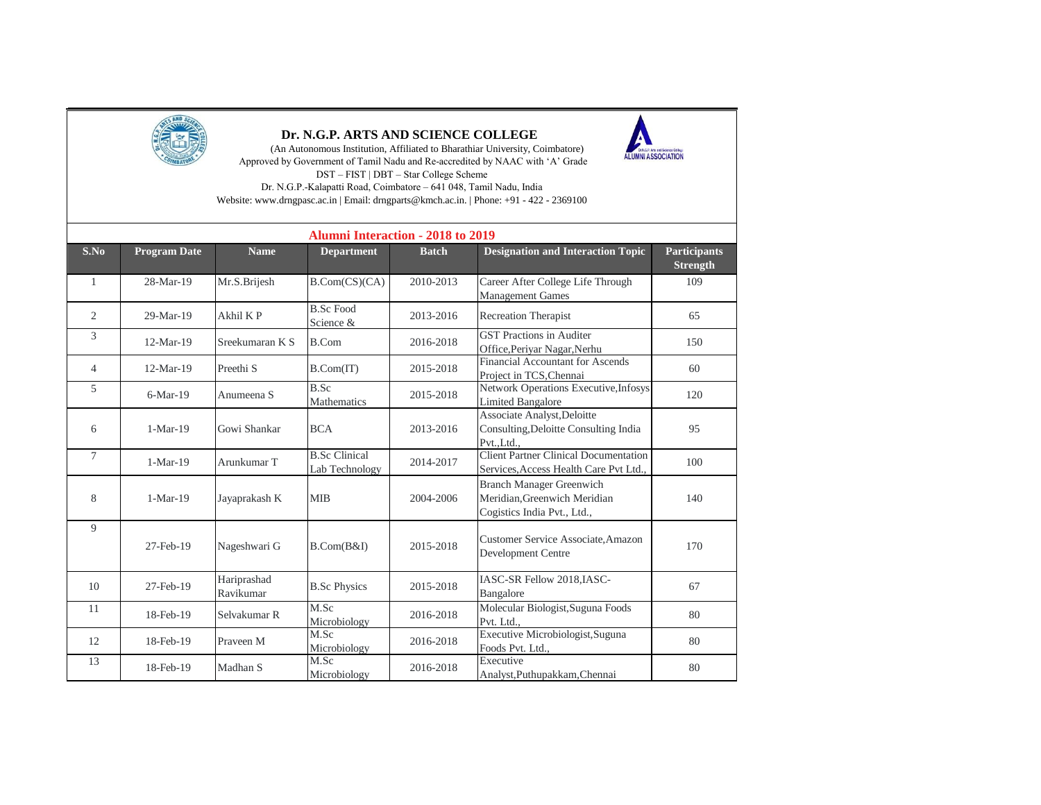# Dr. N.G.P. ARTS AND SCIENCE COLLEGE

(An Autonomous Institution, Affiliated to Bharathiar University, Coimbatore)
Approved by Government of Tamil Nadu and Re-accredited by NAAC with 'A' Grade
DST – FIST | DBT – Star College Scheme
Dr. N.G.P.-Kalapatti Road, Coimbatore – 641 048, Tamil Nadu, India
Website: www.drngpasc.ac.in | Email: drngparts@kmch.ac.in. | Phone: +91 - 422 - 2369100

ALUMNI ASSOCIATION

## Alumni Interaction - 2018 to 2019

| S.No | Program Date | Name | Department | Batch | Designation and Interaction Topic | Participants Strength |
|---|---|---|---|---|---|---|
| 1 | 28-Mar-19 | Mr.S.Brijesh | B.Com(CS)(CA) | 2010-2013 | Career After College Life Through Management Games | 109 |
| 2 | 29-Mar-19 | Akhil K P | B.Sc Food Science & | 2013-2016 | Recreation Therapist | 65 |
| 3 | 12-Mar-19 | Sreekumaran K S | B.Com | 2016-2018 | GST Practions in Auditer Office,Periyar Nagar,Nerhu | 150 |
| 4 | 12-Mar-19 | Preethi S | B.Com(IT) | 2015-2018 | Financial Accountant for Ascends Project in TCS,Chennai | 60 |
| 5 | 6-Mar-19 | Anumeena S | B.Sc Mathematics | 2015-2018 | Network Operations Executive,Infosys Limited Bangalore | 120 |
| 6 | 1-Mar-19 | Gowi Shankar | BCA | 2013-2016 | Associate Analyst,Deloitte Consulting,Deloitte Consulting India Pvt.,Ltd., | 95 |
| 7 | 1-Mar-19 | Arunkumar T | B.Sc Clinical Lab Technology | 2014-2017 | Client Partner Clinical Documentation Services,Access Health Care Pvt Ltd., | 100 |
| 8 | 1-Mar-19 | Jayaprakash K | MIB | 2004-2006 | Branch Manager Greenwich Meridian,Greenwich Meridian Cogistics India Pvt., Ltd., | 140 |
| 9 | 27-Feb-19 | Nageshwari G | B.Com(B&I) | 2015-2018 | Customer Service Associate,Amazon Development Centre | 170 |
| 10 | 27-Feb-19 | Hariprashad Ravikumar | B.Sc Physics | 2015-2018 | IASC-SR Fellow 2018,IASC-Bangalore | 67 |
| 11 | 18-Feb-19 | Selvakumar R | M.Sc Microbiology | 2016-2018 | Molecular Biologist,Suguna Foods Pvt. Ltd., | 80 |
| 12 | 18-Feb-19 | Praveen M | M.Sc Microbiology | 2016-2018 | Executive Microbiologist,Suguna Foods Pvt. Ltd., | 80 |
| 13 | 18-Feb-19 | Madhan S | M.Sc Microbiology | 2016-2018 | Executive Analyst,Puthupakkam,Chennai | 80 |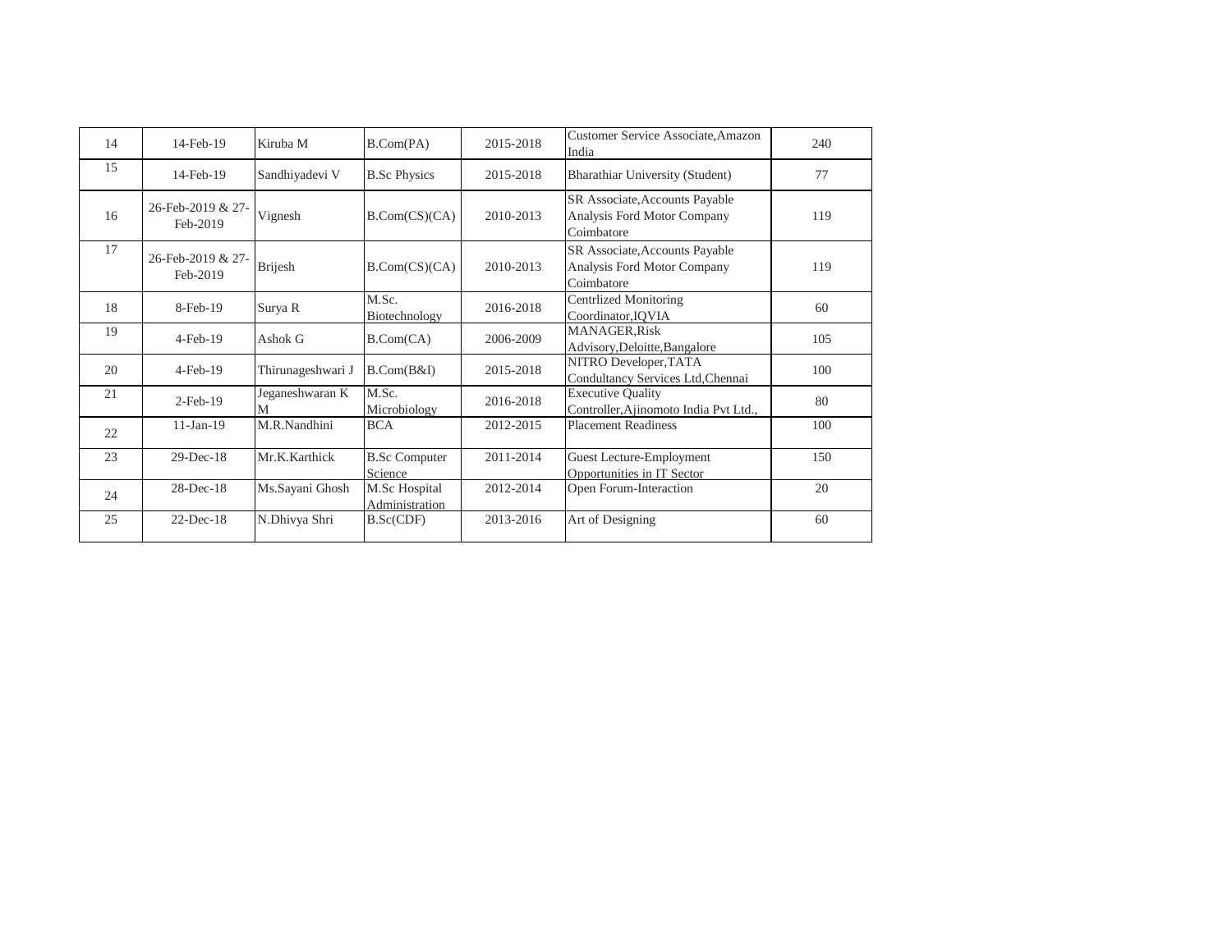| 14 | 14-Feb-19 | Kiruba M | B.Com(PA) | 2015-2018 | Customer Service Associate,Amazon India | 240 |
|---|---|---|---|---|---|---|
| 15 | 14-Feb-19 | Sandhiyadevi V | B.Sc Physics | 2015-2018 | Bharathiar University (Student) | 77 |
| 16 | 26-Feb-2019 & 27-Feb-2019 | Vignesh | B.Com(CS)(CA) | 2010-2013 | SR Associate,Accounts Payable Analysis Ford Motor Company Coimbatore | 119 |
| 17 | 26-Feb-2019 & 27-Feb-2019 | Brijesh | B.Com(CS)(CA) | 2010-2013 | SR Associate,Accounts Payable Analysis Ford Motor Company Coimbatore | 119 |
| 18 | 8-Feb-19 | Surya R | M.Sc. Biotechnology | 2016-2018 | Centrlized Monitoring Coordinator,IQVIA | 60 |
| 19 | 4-Feb-19 | Ashok G | B.Com(CA) | 2006-2009 | MANAGER,Risk Advisory,Deloitte,Bangalore | 105 |
| 20 | 4-Feb-19 | Thirunageshwari J | B.Com(B&I) | 2015-2018 | NITRO Developer,TATA Condultancy Services Ltd,Chennai | 100 |
| 21 | 2-Feb-19 | Jeganeshwaran K M | M.Sc. Microbiology | 2016-2018 | Executive Quality Controller,Ajinomoto India Pvt Ltd., | 80 |
| 22 | 11-Jan-19 | M.R.Nandhini | BCA | 2012-2015 | Placement Readiness | 100 |
| 23 | 29-Dec-18 | Mr.K.Karthick | B.Sc Computer Science | 2011-2014 | Guest Lecture-Employment Opportunities in IT Sector | 150 |
| 24 | 28-Dec-18 | Ms.Sayani Ghosh | M.Sc Hospital Administration | 2012-2014 | Open Forum-Interaction | 20 |
| 25 | 22-Dec-18 | N.Dhivya Shri | B.Sc(CDF) | 2013-2016 | Art of Designing | 60 |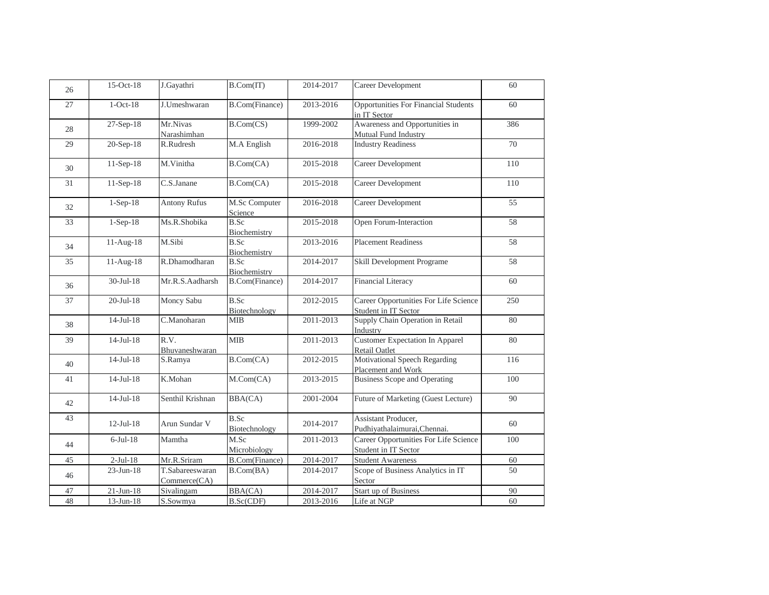| | | | | | | |
|---|---|---|---|---|---|---|
| 26 | 15-Oct-18 | J.Gayathri | B.Com(IT) | 2014-2017 | Career Development | 60 |
| 27 | 1-Oct-18 | J.Umeshwaran | B.Com(Finance) | 2013-2016 | Opportunities For Financial Students in IT Sector | 60 |
| 28 | 27-Sep-18 | Mr.Nivas Narashimhan | B.Com(CS) | 1999-2002 | Awareness and Opportunities in Mutual Fund Industry | 386 |
| 29 | 20-Sep-18 | R.Rudresh | M.A English | 2016-2018 | Industry Readiness | 70 |
| 30 | 11-Sep-18 | M.Vinitha | B.Com(CA) | 2015-2018 | Career Development | 110 |
| 31 | 11-Sep-18 | C.S.Janane | B.Com(CA) | 2015-2018 | Career Development | 110 |
| 32 | 1-Sep-18 | Antony Rufus | M.Sc Computer Science | 2016-2018 | Career Development | 55 |
| 33 | 1-Sep-18 | Ms.R.Shobika | B.Sc Biochemistry | 2015-2018 | Open Forum-Interaction | 58 |
| 34 | 11-Aug-18 | M.Sibi | B.Sc Biochemistry | 2013-2016 | Placement Readiness | 58 |
| 35 | 11-Aug-18 | R.Dhamodharan | B.Sc Biochemistry | 2014-2017 | Skill Development Programe | 58 |
| 36 | 30-Jul-18 | Mr.R.S.Aadharsh | B.Com(Finance) | 2014-2017 | Financial Literacy | 60 |
| 37 | 20-Jul-18 | Moncy Sabu | B.Sc Biotechnology | 2012-2015 | Career Opportunities For Life Science Student in IT Sector | 250 |
| 38 | 14-Jul-18 | C.Manoharan | MIB | 2011-2013 | Supply Chain Operation in Retail Industry | 80 |
| 39 | 14-Jul-18 | R.V. Bhuvaneshwaran | MIB | 2011-2013 | Customer Expectation In Apparel Retail Oatlet | 80 |
| 40 | 14-Jul-18 | S.Ramya | B.Com(CA) | 2012-2015 | Motivational Speech Regarding Placement and Work | 116 |
| 41 | 14-Jul-18 | K.Mohan | M.Com(CA) | 2013-2015 | Business Scope and Operating | 100 |
| 42 | 14-Jul-18 | Senthil Krishnan | BBA(CA) | 2001-2004 | Future of Marketing (Guest Lecture) | 90 |
| 43 | 12-Jul-18 | Arun Sundar V | B.Sc Biotechnology | 2014-2017 | Assistant Producer, Pudhiyathalaimurai,Chennai. | 60 |
| 44 | 6-Jul-18 | Mamtha | M.Sc Microbiology | 2011-2013 | Career Opportunities For Life Science Student in IT Sector | 100 |
| 45 | 2-Jul-18 | Mr.R.Sriram | B.Com(Finance) | 2014-2017 | Student Awareness | 60 |
| 46 | 23-Jun-18 | T.Sabareeswaran Commerce(CA) | B.Com(BA) | 2014-2017 | Scope of Business Analytics in IT Sector | 50 |
| 47 | 21-Jun-18 | Sivalingam | BBA(CA) | 2014-2017 | Start up of Business | 90 |
| 48 | 13-Jun-18 | S.Sowmya | B.Sc(CDF) | 2013-2016 | Life at NGP | 60 |